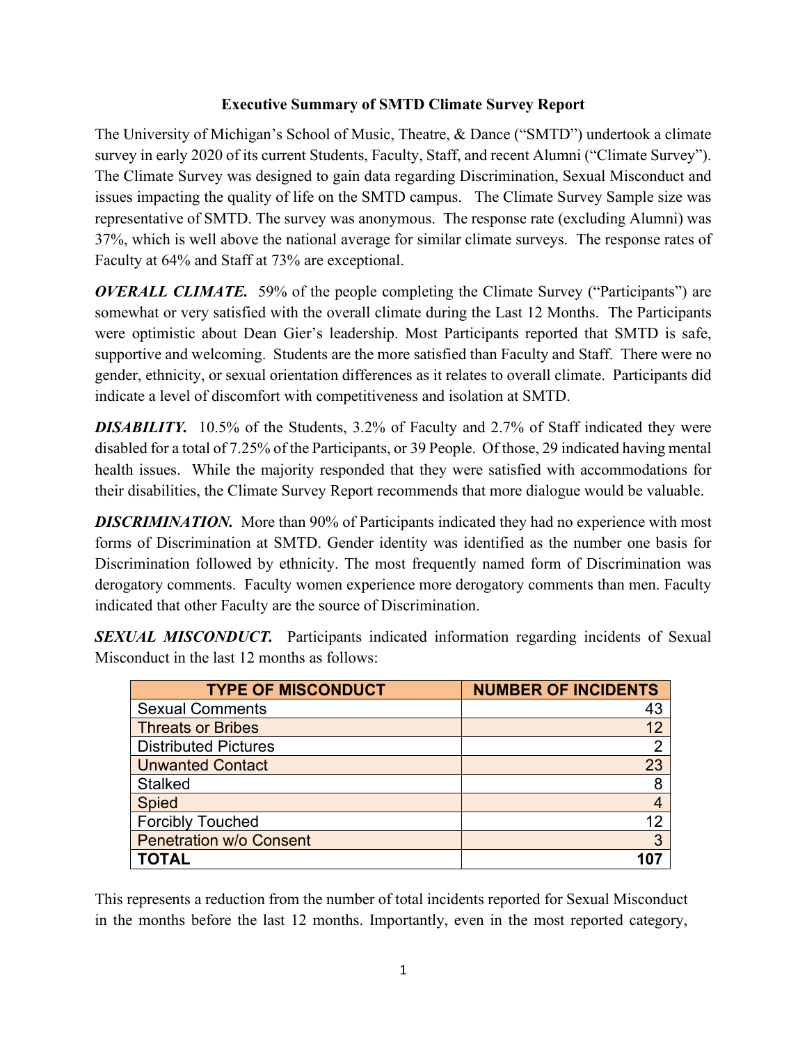**Executive Summary of SMTD Climate Survey Report**

The University of Michigan's School of Music, Theatre, & Dance ("SMTD") undertook a climate survey in early 2020 of its current Students, Faculty, Staff, and recent Alumni ("Climate Survey"). The Climate Survey was designed to gain data regarding Discrimination, Sexual Misconduct and issues impacting the quality of life on the SMTD campus. The Climate Survey Sample size was representative of SMTD. The survey was anonymous. The response rate (excluding Alumni) was 37%, which is well above the national average for similar climate surveys. The response rates of Faculty at 64% and Staff at 73% are exceptional.

***OVERALL CLIMATE.*** 59% of the people completing the Climate Survey ("Participants") are somewhat or very satisfied with the overall climate during the Last 12 Months. The Participants were optimistic about Dean Gier's leadership. Most Participants reported that SMTD is safe, supportive and welcoming. Students are the more satisfied than Faculty and Staff. There were no gender, ethnicity, or sexual orientation differences as it relates to overall climate. Participants did indicate a level of discomfort with competitiveness and isolation at SMTD.

***DISABILITY.*** 10.5% of the Students, 3.2% of Faculty and 2.7% of Staff indicated they were disabled for a total of 7.25% of the Participants, or 39 People. Of those, 29 indicated having mental health issues. While the majority responded that they were satisfied with accommodations for their disabilities, the Climate Survey Report recommends that more dialogue would be valuable.

***DISCRIMINATION.*** More than 90% of Participants indicated they had no experience with most forms of Discrimination at SMTD. Gender identity was identified as the number one basis for Discrimination followed by ethnicity. The most frequently named form of Discrimination was derogatory comments. Faculty women experience more derogatory comments than men. Faculty indicated that other Faculty are the source of Discrimination.

***SEXUAL MISCONDUCT.*** Participants indicated information regarding incidents of Sexual Misconduct in the last 12 months as follows:

| TYPE OF MISCONDUCT | NUMBER OF INCIDENTS |
|---|---:|
| Sexual Comments | 43 |
| Threats or Bribes | 12 |
| Distributed Pictures | 2 |
| Unwanted Contact | 23 |
| Stalked | 8 |
| Spied | 4 |
| Forcibly Touched | 12 |
| Penetration w/o Consent | 3 |
| **TOTAL** | **107** |

This represents a reduction from the number of total incidents reported for Sexual Misconduct in the months before the last 12 months. Importantly, even in the most reported category,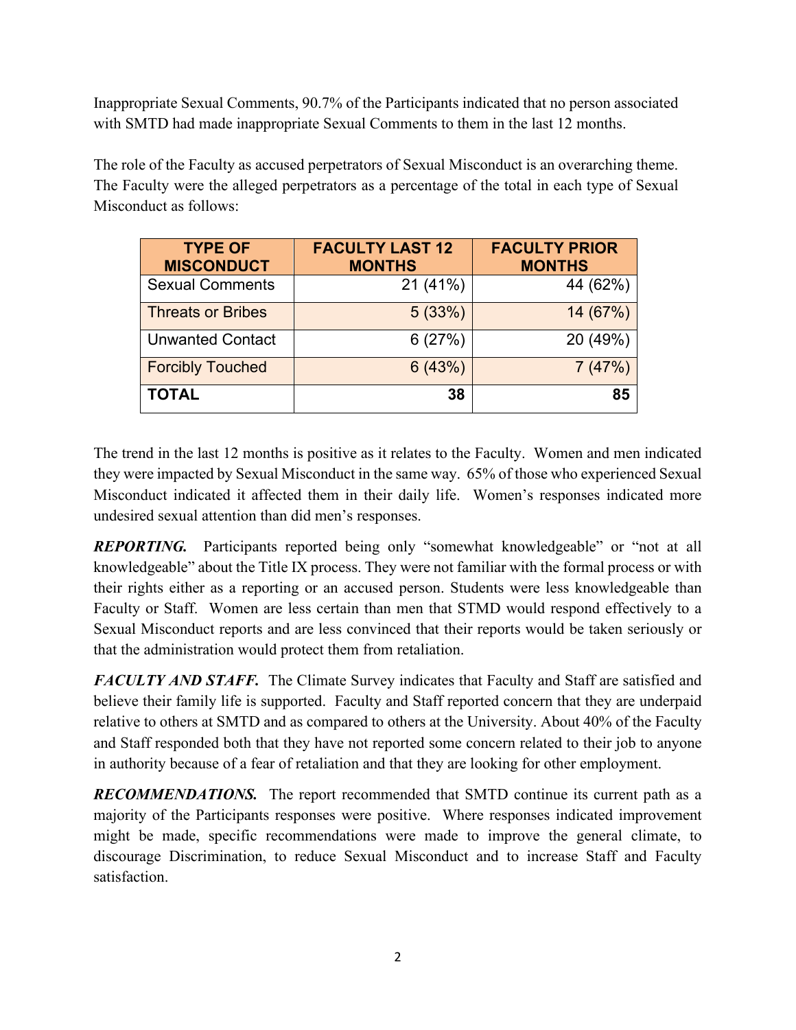Inappropriate Sexual Comments, 90.7% of the Participants indicated that no person associated with SMTD had made inappropriate Sexual Comments to them in the last 12 months.

The role of the Faculty as accused perpetrators of Sexual Misconduct is an overarching theme. The Faculty were the alleged perpetrators as a percentage of the total in each type of Sexual Misconduct as follows:

| TYPE OF MISCONDUCT | FACULTY LAST 12 MONTHS | FACULTY PRIOR MONTHS |
|---|---|---|
| Sexual Comments | 21 (41%) | 44 (62%) |
| Threats or Bribes | 5 (33%) | 14 (67%) |
| Unwanted Contact | 6 (27%) | 20 (49%) |
| Forcibly Touched | 6 (43%) | 7 (47%) |
| **TOTAL** | **38** | **85** |

The trend in the last 12 months is positive as it relates to the Faculty. Women and men indicated they were impacted by Sexual Misconduct in the same way. 65% of those who experienced Sexual Misconduct indicated it affected them in their daily life. Women's responses indicated more undesired sexual attention than did men's responses.

***REPORTING.*** Participants reported being only "somewhat knowledgeable" or "not at all knowledgeable" about the Title IX process. They were not familiar with the formal process or with their rights either as a reporting or an accused person. Students were less knowledgeable than Faculty or Staff. Women are less certain than men that STMD would respond effectively to a Sexual Misconduct reports and are less convinced that their reports would be taken seriously or that the administration would protect them from retaliation.

***FACULTY AND STAFF.*** The Climate Survey indicates that Faculty and Staff are satisfied and believe their family life is supported. Faculty and Staff reported concern that they are underpaid relative to others at SMTD and as compared to others at the University. About 40% of the Faculty and Staff responded both that they have not reported some concern related to their job to anyone in authority because of a fear of retaliation and that they are looking for other employment.

***RECOMMENDATIONS.*** The report recommended that SMTD continue its current path as a majority of the Participants responses were positive. Where responses indicated improvement might be made, specific recommendations were made to improve the general climate, to discourage Discrimination, to reduce Sexual Misconduct and to increase Staff and Faculty satisfaction.